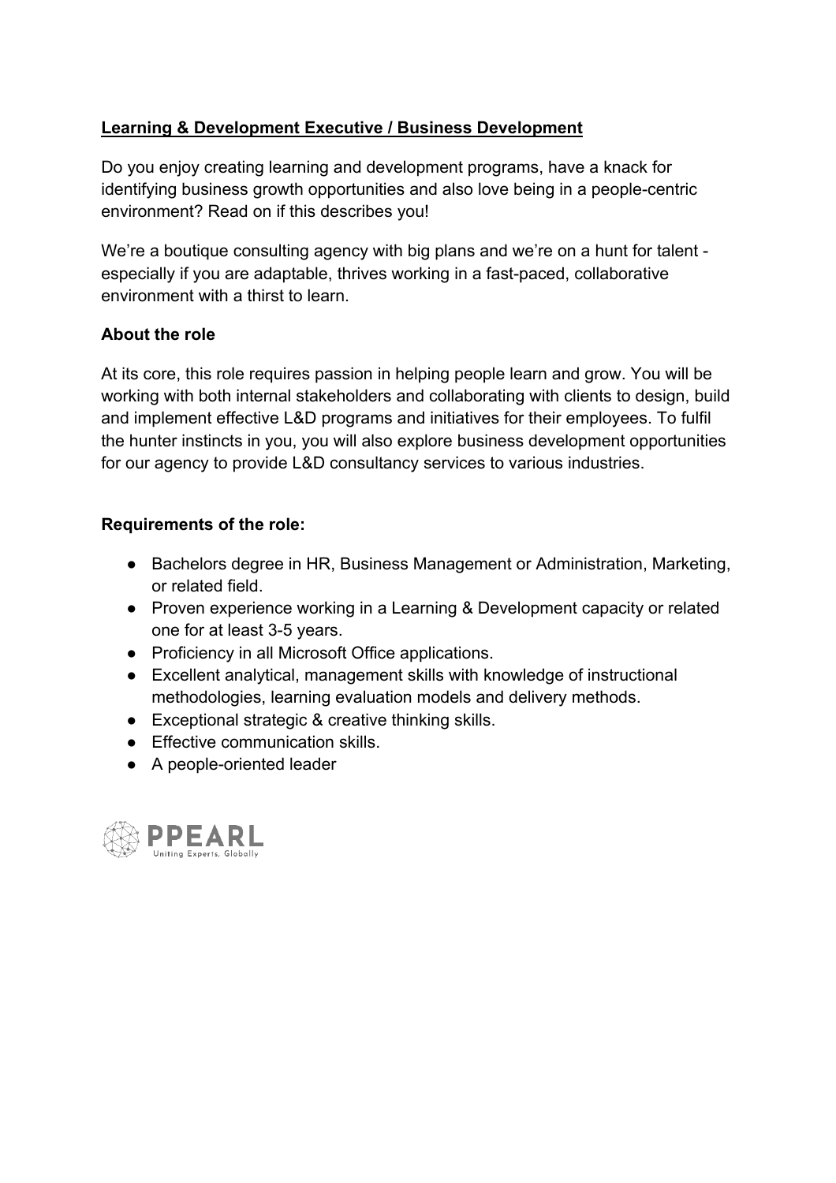**Learning & Development Executive / Business Development**

Do you enjoy creating learning and development programs, have a knack for identifying business growth opportunities and also love being in a people-centric environment? Read on if this describes you!

We're a boutique consulting agency with big plans and we're on a hunt for talent - especially if you are adaptable, thrives working in a fast-paced, collaborative environment with a thirst to learn.

**About the role**

At its core, this role requires passion in helping people learn and grow. You will be working with both internal stakeholders and collaborating with clients to design, build and implement effective L&D programs and initiatives for their employees. To fulfil the hunter instincts in you, you will also explore business development opportunities for our agency to provide L&D consultancy services to various industries.

**Requirements of the role:**

- Bachelors degree in HR, Business Management or Administration, Marketing, or related field.
- Proven experience working in a Learning & Development capacity or related one for at least 3-5 years.
- Proficiency in all Microsoft Office applications.
- Excellent analytical, management skills with knowledge of instructional methodologies, learning evaluation models and delivery methods.
- Exceptional strategic & creative thinking skills.
- Effective communication skills.
- A people-oriented leader

PPEARL
Uniting Experts, Globally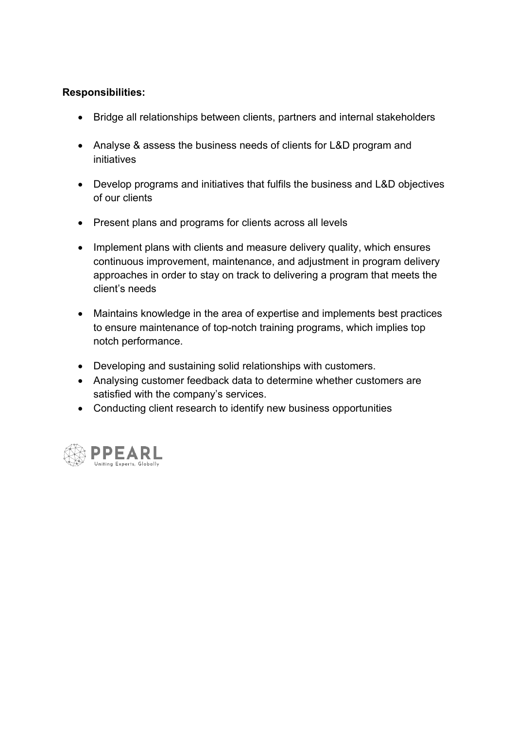**Responsibilities:**

- Bridge all relationships between clients, partners and internal stakeholders
- Analyse & assess the business needs of clients for L&D program and initiatives
- Develop programs and initiatives that fulfils the business and L&D objectives of our clients
- Present plans and programs for clients across all levels
- Implement plans with clients and measure delivery quality, which ensures continuous improvement, maintenance, and adjustment in program delivery approaches in order to stay on track to delivering a program that meets the client's needs
- Maintains knowledge in the area of expertise and implements best practices to ensure maintenance of top-notch training programs, which implies top notch performance.
- Developing and sustaining solid relationships with customers.
- Analysing customer feedback data to determine whether customers are satisfied with the company's services.
- Conducting client research to identify new business opportunities

PPEARL
Uniting Experts, Globally